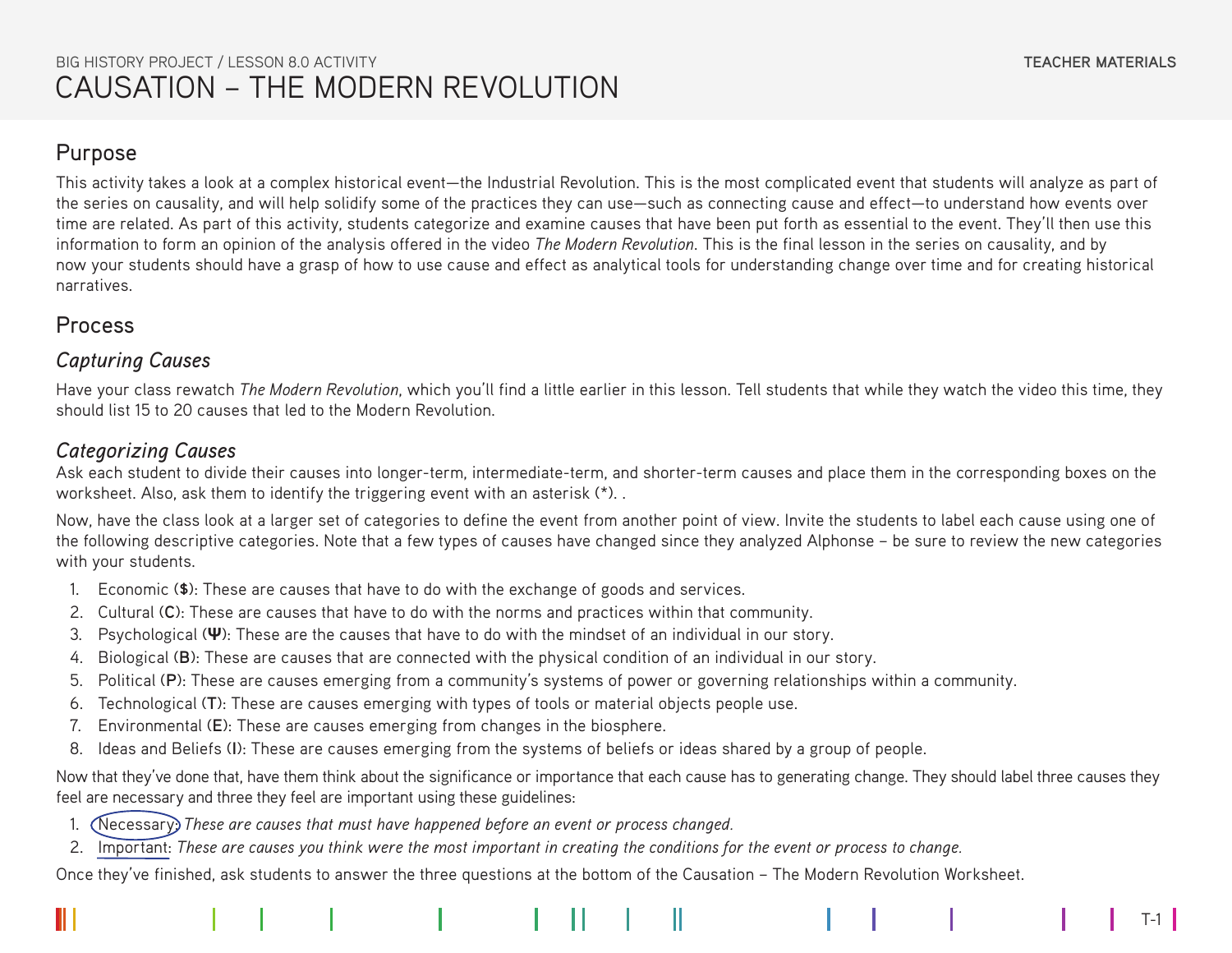BIG HISTORY PROJECT / LESSON 8.0 ACTIVITY

# CAUSATION – THE MODERN REVOLUTION

TEACHER MATERIALS

## Purpose

This activity takes a look at a complex historical event—the Industrial Revolution. This is the most complicated event that students will analyze as part of the series on causality, and will help solidify some of the practices they can use—such as connecting cause and effect—to understand how events over time are related. As part of this activity, students categorize and examine causes that have been put forth as essential to the event. They'll then use this information to form an opinion of the analysis offered in the video *The Modern Revolution*. This is the final lesson in the series on causality, and by now your students should have a grasp of how to use cause and effect as analytical tools for understanding change over time and for creating historical narratives.

## Process

### *Capturing Causes*

Have your class rewatch *The Modern Revolution*, which you'll find a little earlier in this lesson. Tell students that while they watch the video this time, they should list 15 to 20 causes that led to the Modern Revolution.

### *Categorizing Causes*

Ask each student to divide their causes into longer-term, intermediate-term, and shorter-term causes and place them in the corresponding boxes on the worksheet. Also, ask them to identify the triggering event with an asterisk (*). .

Now, have the class look at a larger set of categories to define the event from another point of view. Invite the students to label each cause using one of the following descriptive categories. Note that a few types of causes have changed since they analyzed Alphonse – be sure to review the new categories with your students.

1. Economic (**$**): These are causes that have to do with the exchange of goods and services.
2. Cultural (**C**): These are causes that have to do with the norms and practices within that community.
3. Psychological (**Ψ**): These are the causes that have to do with the mindset of an individual in our story.
4. Biological (**B**): These are causes that are connected with the physical condition of an individual in our story.
5. Political (**P**): These are causes emerging from a community's systems of power or governing relationships within a community.
6. Technological (**T**): These are causes emerging with types of tools or material objects people use.
7. Environmental (**E**): These are causes emerging from changes in the biosphere.
8. Ideas and Beliefs (**I**): These are causes emerging from the systems of beliefs or ideas shared by a group of people.

Now that they've done that, have them think about the significance or importance that each cause has to generating change. They should label three causes they feel are necessary and three they feel are important using these guidelines:

1. Necessary: *These are causes that must have happened before an event or process changed.*
2. Important: *These are causes you think were the most important in creating the conditions for the event or process to change.*

Once they've finished, ask students to answer the three questions at the bottom of the Causation – The Modern Revolution Worksheet.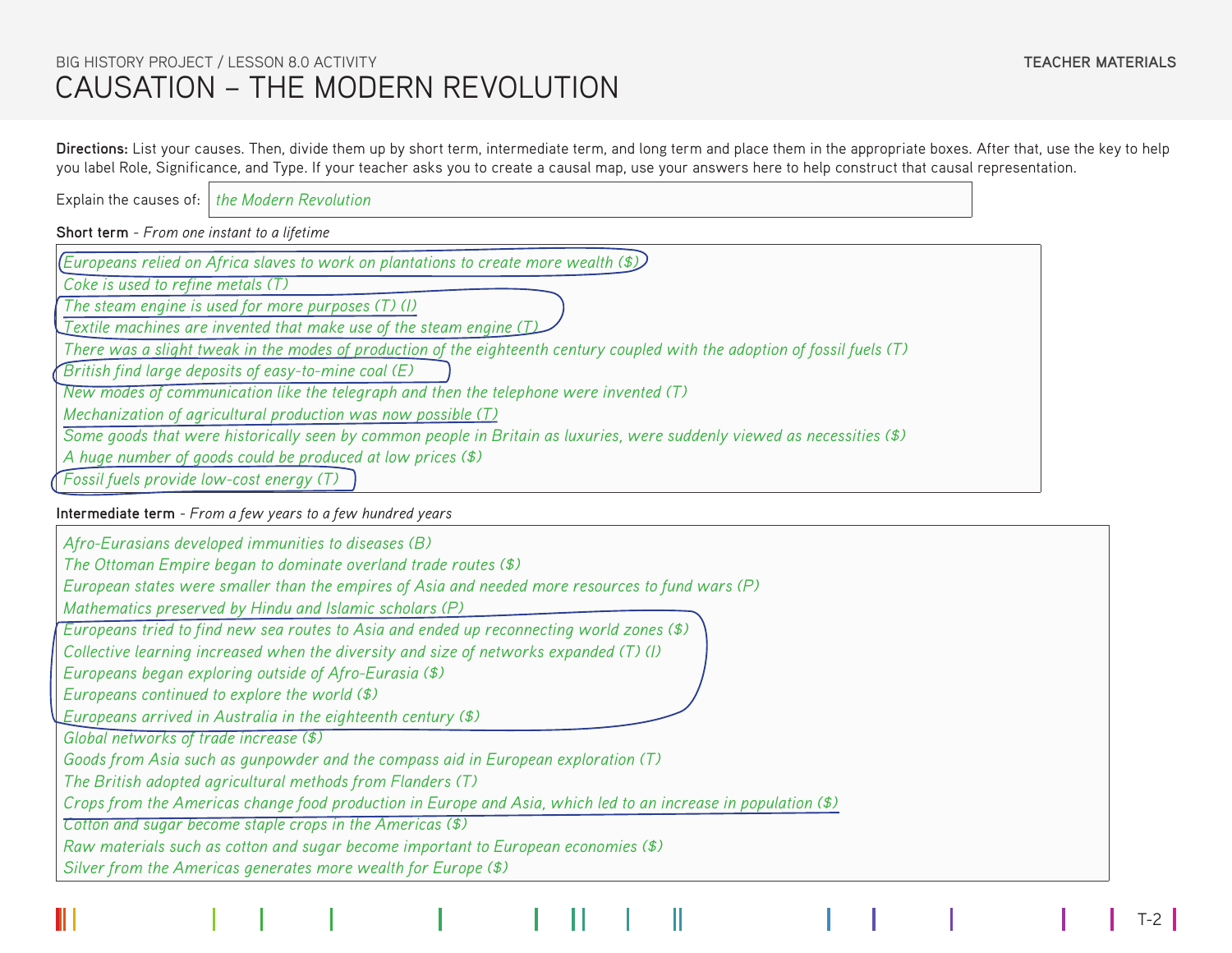BIG HISTORY PROJECT / LESSON 8.0 ACTIVITY

# CAUSATION – THE MODERN REVOLUTION

TEACHER MATERIALS

**Directions:** List your causes. Then, divide them up by short term, intermediate term, and long term and place them in the appropriate boxes. After that, use the key to help you label Role, Significance, and Type. If your teacher asks you to create a causal map, use your answers here to help construct that causal representation.

Explain the causes of: *the Modern Revolution*

**Short term** - *From one instant to a lifetime*

*Europeans relied on Africa slaves to work on plantations to create more wealth ($)*
*Coke is used to refine metals (T)*
*The steam engine is used for more purposes (T) (I)*
*Textile machines are invented that make use of the steam engine (T)*
*There was a slight tweak in the modes of production of the eighteenth century coupled with the adoption of fossil fuels (T)*
*British find large deposits of easy-to-mine coal (E)*
*New modes of communication like the telegraph and then the telephone were invented (T)*
*Mechanization of agricultural production was now possible (T)*
*Some goods that were historically seen by common people in Britain as luxuries, were suddenly viewed as necessities ($)*
*A huge number of goods could be produced at low prices ($)*
*Fossil fuels provide low-cost energy (T)*

**Intermediate term** - *From a few years to a few hundred years*

*Afro-Eurasians developed immunities to diseases (B)*
*The Ottoman Empire began to dominate overland trade routes ($)*
*European states were smaller than the empires of Asia and needed more resources to fund wars (P)*
*Mathematics preserved by Hindu and Islamic scholars (P)*
*Europeans tried to find new sea routes to Asia and ended up reconnecting world zones ($)*
*Collective learning increased when the diversity and size of networks expanded (T) (I)*
*Europeans began exploring outside of Afro-Eurasia ($)*
*Europeans continued to explore the world ($)*
*Europeans arrived in Australia in the eighteenth century ($)*
*Global networks of trade increase ($)*
*Goods from Asia such as gunpowder and the compass aid in European exploration (T)*
*The British adopted agricultural methods from Flanders (T)*
*Crops from the Americas change food production in Europe and Asia, which led to an increase in population ($)*
*Cotton and sugar become staple crops in the Americas ($)*
*Raw materials such as cotton and sugar become important to European economies ($)*
*Silver from the Americas generates more wealth for Europe ($)*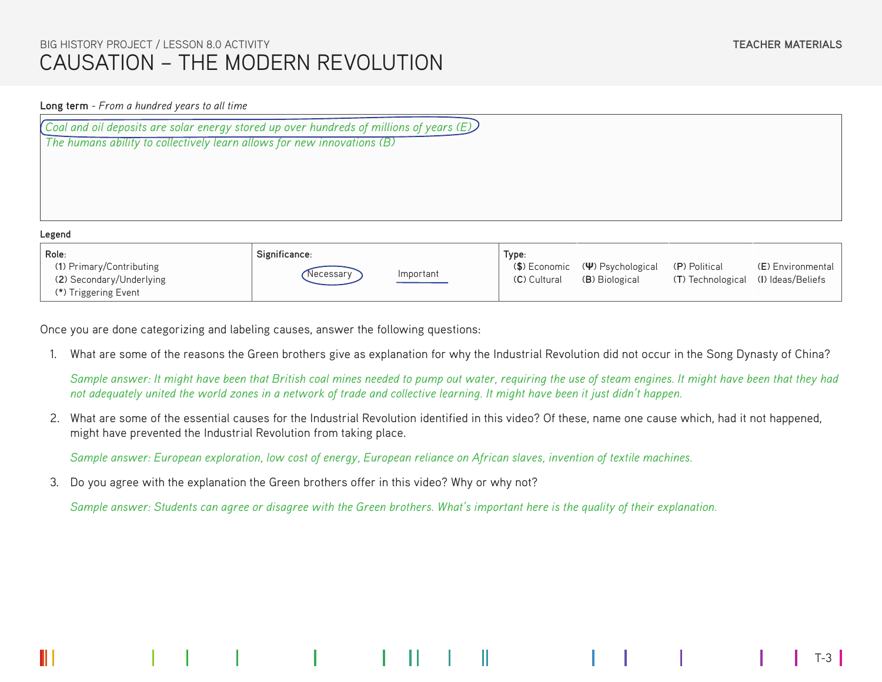BIG HISTORY PROJECT / LESSON 8.0 ACTIVITY

# CAUSATION – THE MODERN REVOLUTION

**Long term** - *From a hundred years to all time*

*Coal and oil deposits are solar energy stored up over hundreds of millions of years (E)*
*The humans ability to collectively learn allows for new innovations (B)*

**Legend**

| Role: | Significance: | Type: | | | |
|---|---|---|---|---|---|
| (1) Primary/Contributing<br>(2) Secondary/Underlying<br>(*) Triggering Event | Necessary &nbsp;&nbsp; Important | ($) Economic<br>(C) Cultural | (Ψ) Psychological<br>(B) Biological | (P) Political<br>(T) Technological | (E) Environmental<br>(I) Ideas/Beliefs |

Once you are done categorizing and labeling causes, answer the following questions:

1. What are some of the reasons the Green brothers give as explanation for why the Industrial Revolution did not occur in the Song Dynasty of China?

   *Sample answer: It might have been that British coal mines needed to pump out water, requiring the use of steam engines. It might have been that they had not adequately united the world zones in a network of trade and collective learning. It might have been it just didn't happen.*

2. What are some of the essential causes for the Industrial Revolution identified in this video? Of these, name one cause which, had it not happened, might have prevented the Industrial Revolution from taking place.

   *Sample answer: European exploration, low cost of energy, European reliance on African slaves, invention of textile machines.*

3. Do you agree with the explanation the Green brothers offer in this video? Why or why not?

   *Sample answer: Students can agree or disagree with the Green brothers. What's important here is the quality of their explanation.*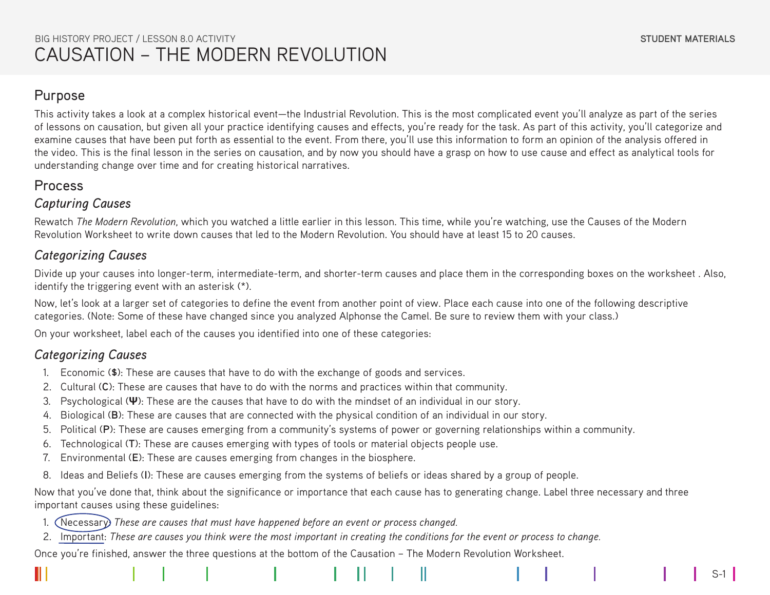BIG HISTORY PROJECT / LESSON 8.0 ACTIVITY

# CAUSATION – THE MODERN REVOLUTION

STUDENT MATERIALS

## Purpose

This activity takes a look at a complex historical event—the Industrial Revolution. This is the most complicated event you'll analyze as part of the series of lessons on causation, but given all your practice identifying causes and effects, you're ready for the task. As part of this activity, you'll categorize and examine causes that have been put forth as essential to the event. From there, you'll use this information to form an opinion of the analysis offered in the video. This is the final lesson in the series on causation, and by now you should have a grasp on how to use cause and effect as analytical tools for understanding change over time and for creating historical narratives.

## Process

### *Capturing Causes*

Rewatch *The Modern Revolution*, which you watched a little earlier in this lesson. This time, while you're watching, use the Causes of the Modern Revolution Worksheet to write down causes that led to the Modern Revolution. You should have at least 15 to 20 causes.

### *Categorizing Causes*

Divide up your causes into longer-term, intermediate-term, and shorter-term causes and place them in the corresponding boxes on the worksheet . Also, identify the triggering event with an asterisk (*).

Now, let's look at a larger set of categories to define the event from another point of view. Place each cause into one of the following descriptive categories. (Note: Some of these have changed since you analyzed Alphonse the Camel. Be sure to review them with your class.)

On your worksheet, label each of the causes you identified into one of these categories:

### *Categorizing Causes*

1. Economic (**$**): These are causes that have to do with the exchange of goods and services.
2. Cultural (**C**): These are causes that have to do with the norms and practices within that community.
3. Psychological (**Ψ**): These are the causes that have to do with the mindset of an individual in our story.
4. Biological (**B**): These are causes that are connected with the physical condition of an individual in our story.
5. Political (**P**): These are causes emerging from a community's systems of power or governing relationships within a community.
6. Technological (**T**): These are causes emerging with types of tools or material objects people use.
7. Environmental (**E**): These are causes emerging from changes in the biosphere.
8. Ideas and Beliefs (**I**): These are causes emerging from the systems of beliefs or ideas shared by a group of people.

Now that you've done that, think about the significance or importance that each cause has to generating change. Label three necessary and three important causes using these guidelines:

1. Necessary: *These are causes that must have happened before an event or process changed.*
2. Important: *These are causes you think were the most important in creating the conditions for the event or process to change.*

Once you're finished, answer the three questions at the bottom of the Causation – The Modern Revolution Worksheet.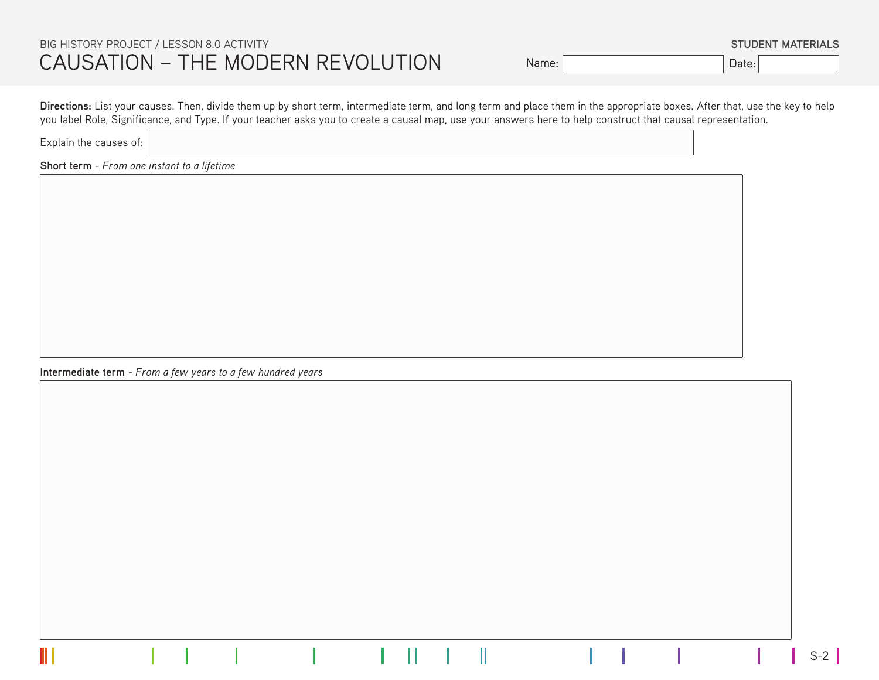BIG HISTORY PROJECT / LESSON 8.0 ACTIVITY

# CAUSATION – THE MODERN REVOLUTION

**STUDENT MATERIALS**

Name: ____________________ Date: __________

**Directions:** List your causes. Then, divide them up by short term, intermediate term, and long term and place them in the appropriate boxes. After that, use the key to help you label Role, Significance, and Type. If your teacher asks you to create a causal map, use your answers here to help construct that causal representation.

Explain the causes of: ____________________

**Short term** - *From one instant to a lifetime*

**Intermediate term** - *From a few years to a few hundred years*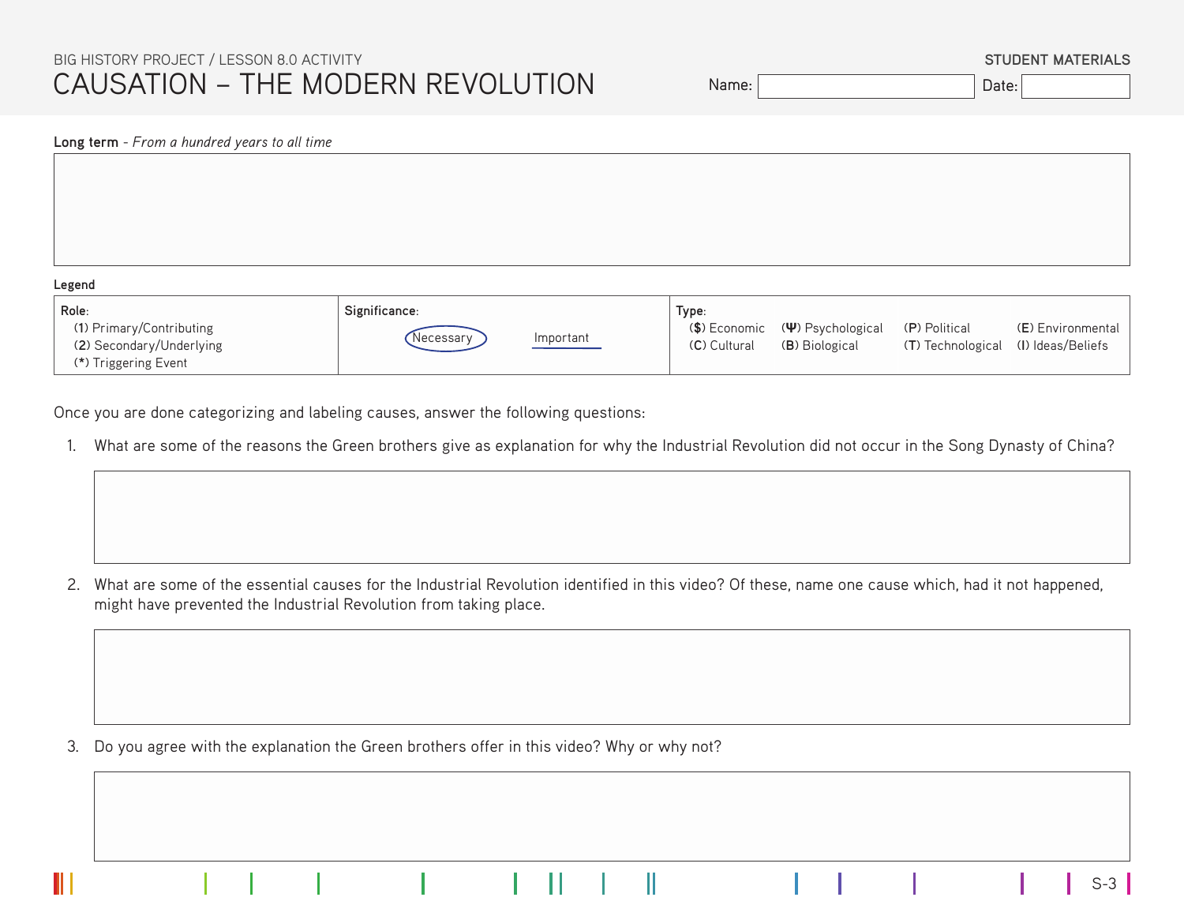BIG HISTORY PROJECT / LESSON 8.0 ACTIVITY

# CAUSATION – THE MODERN REVOLUTION

STUDENT MATERIALS

Name: ____________ Date: ________

**Long term** - *From a hundred years to all time*

**Legend**

| Role: | Significance: | Type: |
|---|---|---|
| (**1**) Primary/Contributing<br>(**2**) Secondary/Underlying<br>(**\***) Triggering Event | Necessary (circled)<br>Important (underlined) | (**$**) Economic<br>(**C**) Cultural<br>(**Ψ**) Psychological<br>(**B**) Biological<br>(**P**) Political<br>(**T**) Technological<br>(**E**) Environmental<br>(**I**) Ideas/Beliefs |

Once you are done categorizing and labeling causes, answer the following questions:

1. What are some of the reasons the Green brothers give as explanation for why the Industrial Revolution did not occur in the Song Dynasty of China?

2. What are some of the essential causes for the Industrial Revolution identified in this video? Of these, name one cause which, had it not happened, might have prevented the Industrial Revolution from taking place.

3. Do you agree with the explanation the Green brothers offer in this video? Why or why not?